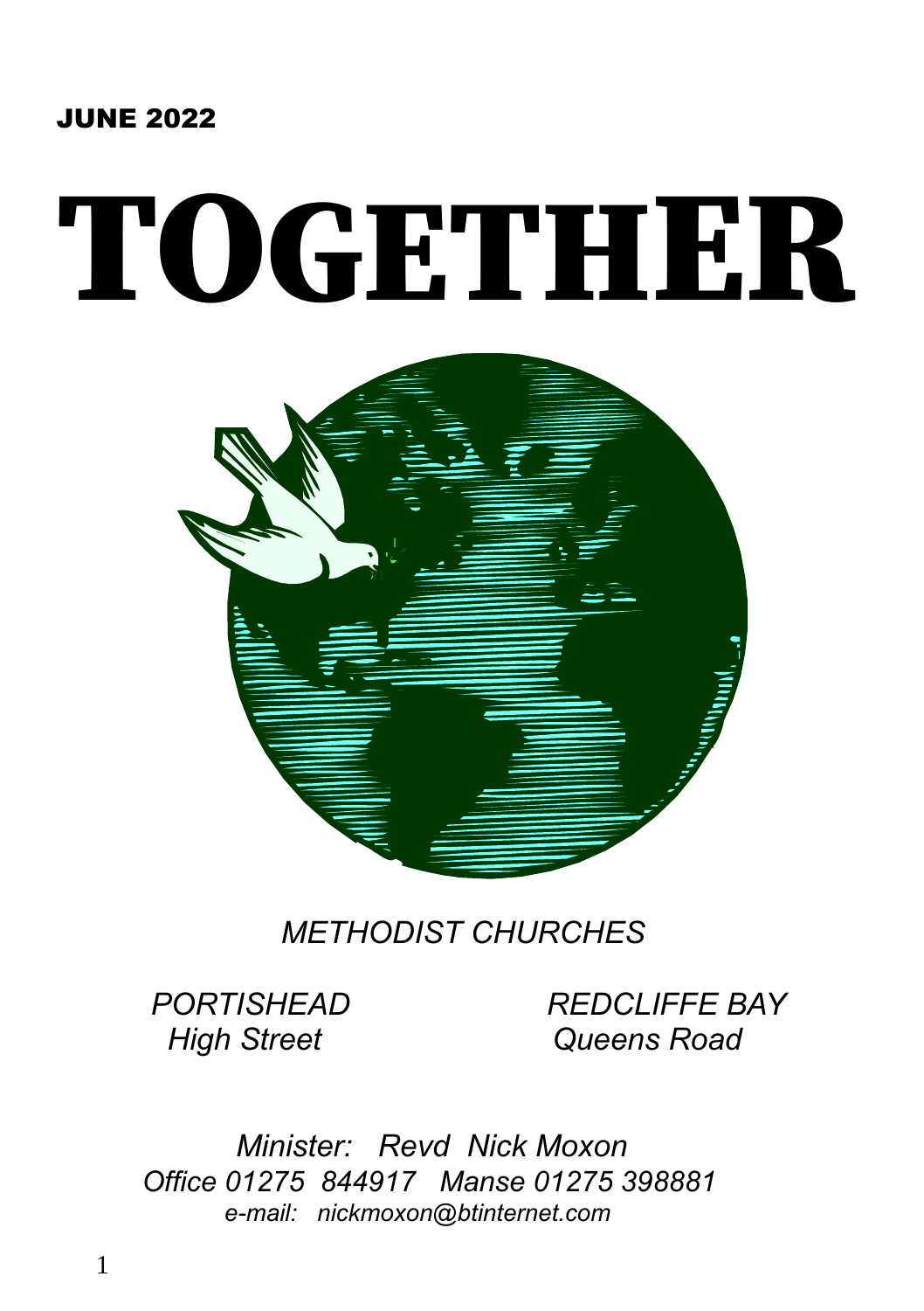JUNE 2022

# TOGETHER

*METHODIST CHURCHES*

*PORTISHEAD*
*High Street*

*REDCLIFFE BAY*
*Queens Road*

*Minister: Revd Nick Moxon*
*Office 01275 844917 Manse 01275 398881*
*e-mail: nickmoxon@btinternet.com*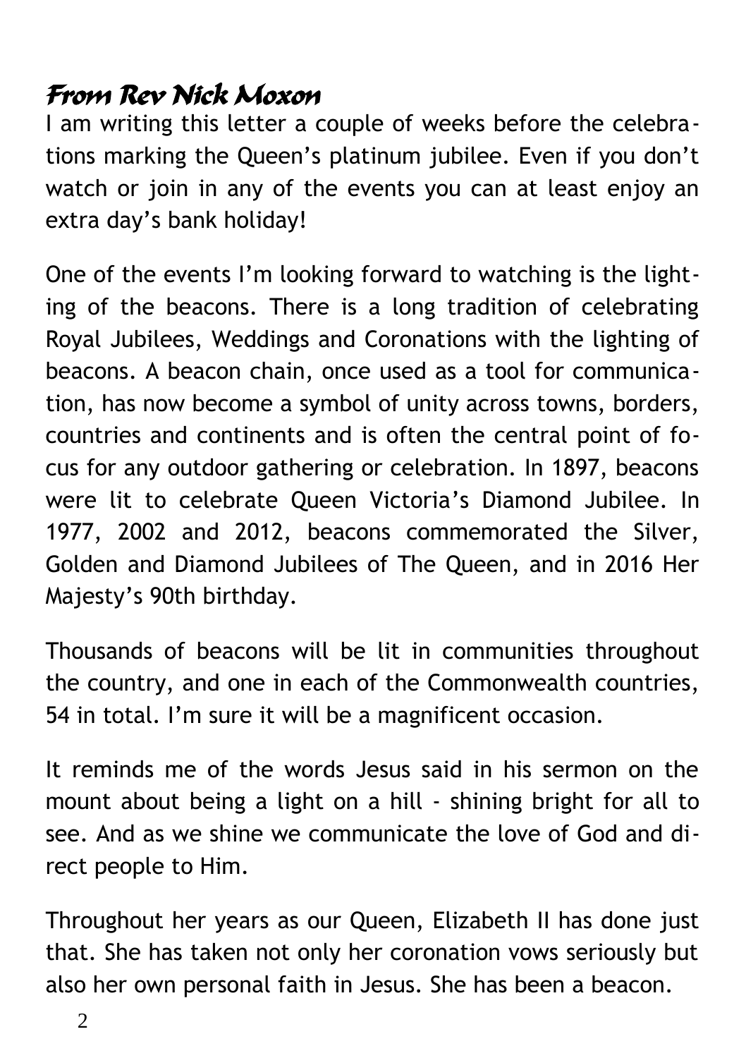## From Rev Nick Moxon

I am writing this letter a couple of weeks before the celebrations marking the Queen's platinum jubilee. Even if you don't watch or join in any of the events you can at least enjoy an extra day's bank holiday!

One of the events I'm looking forward to watching is the lighting of the beacons. There is a long tradition of celebrating Royal Jubilees, Weddings and Coronations with the lighting of beacons. A beacon chain, once used as a tool for communication, has now become a symbol of unity across towns, borders, countries and continents and is often the central point of focus for any outdoor gathering or celebration. In 1897, beacons were lit to celebrate Queen Victoria's Diamond Jubilee. In 1977, 2002 and 2012, beacons commemorated the Silver, Golden and Diamond Jubilees of The Queen, and in 2016 Her Majesty's 90th birthday.

Thousands of beacons will be lit in communities throughout the country, and one in each of the Commonwealth countries, 54 in total. I'm sure it will be a magnificent occasion.

It reminds me of the words Jesus said in his sermon on the mount about being a light on a hill - shining bright for all to see. And as we shine we communicate the love of God and direct people to Him.

Throughout her years as our Queen, Elizabeth II has done just that. She has taken not only her coronation vows seriously but also her own personal faith in Jesus. She has been a beacon.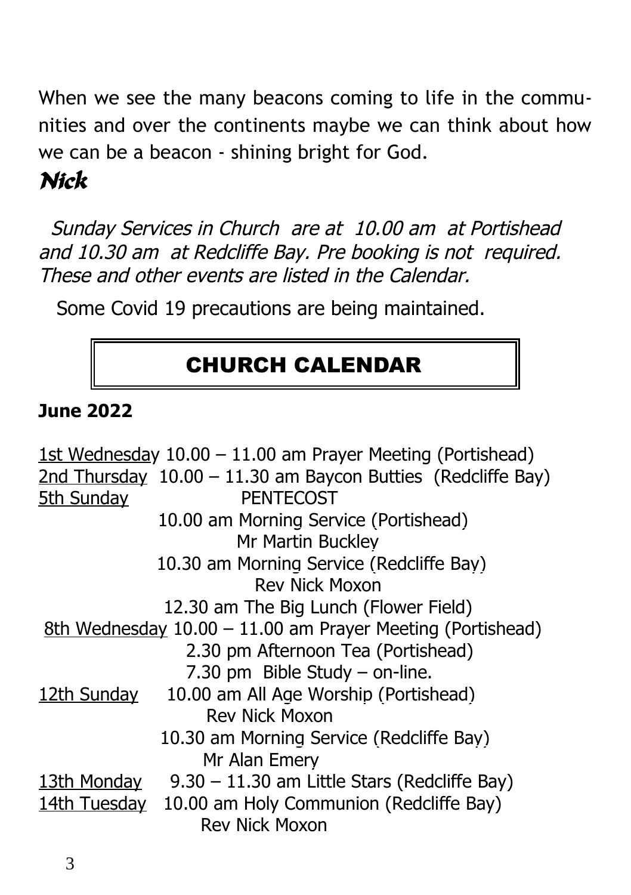When we see the many beacons coming to life in the communities and over the continents maybe we can think about how we can be a beacon - shining bright for God.

*Nick*

*Sunday Services in Church are at 10.00 am at Portishead and 10.30 am at Redcliffe Bay. Pre booking is not required. These and other events are listed in the Calendar.*

Some Covid 19 precautions are being maintained.

## CHURCH CALENDAR

**June 2022**

1st Wednesday 10.00 – 11.00 am Prayer Meeting (Portishead)

2nd Thursday 10.00 – 11.30 am Baycon Butties (Redcliffe Bay)

5th Sunday PENTECOST

10.00 am Morning Service (Portishead)
Mr Martin Buckley

10.30 am Morning Service (Redcliffe Bay)
Rev Nick Moxon

12.30 am The Big Lunch (Flower Field)

8th Wednesday 10.00 – 11.00 am Prayer Meeting (Portishead)

2.30 pm Afternoon Tea (Portishead)

7.30 pm Bible Study – on-line.

12th Sunday 10.00 am All Age Worship (Portishead)
Rev Nick Moxon

10.30 am Morning Service (Redcliffe Bay)
Mr Alan Emery

13th Monday 9.30 – 11.30 am Little Stars (Redcliffe Bay)

14th Tuesday 10.00 am Holy Communion (Redcliffe Bay)
Rev Nick Moxon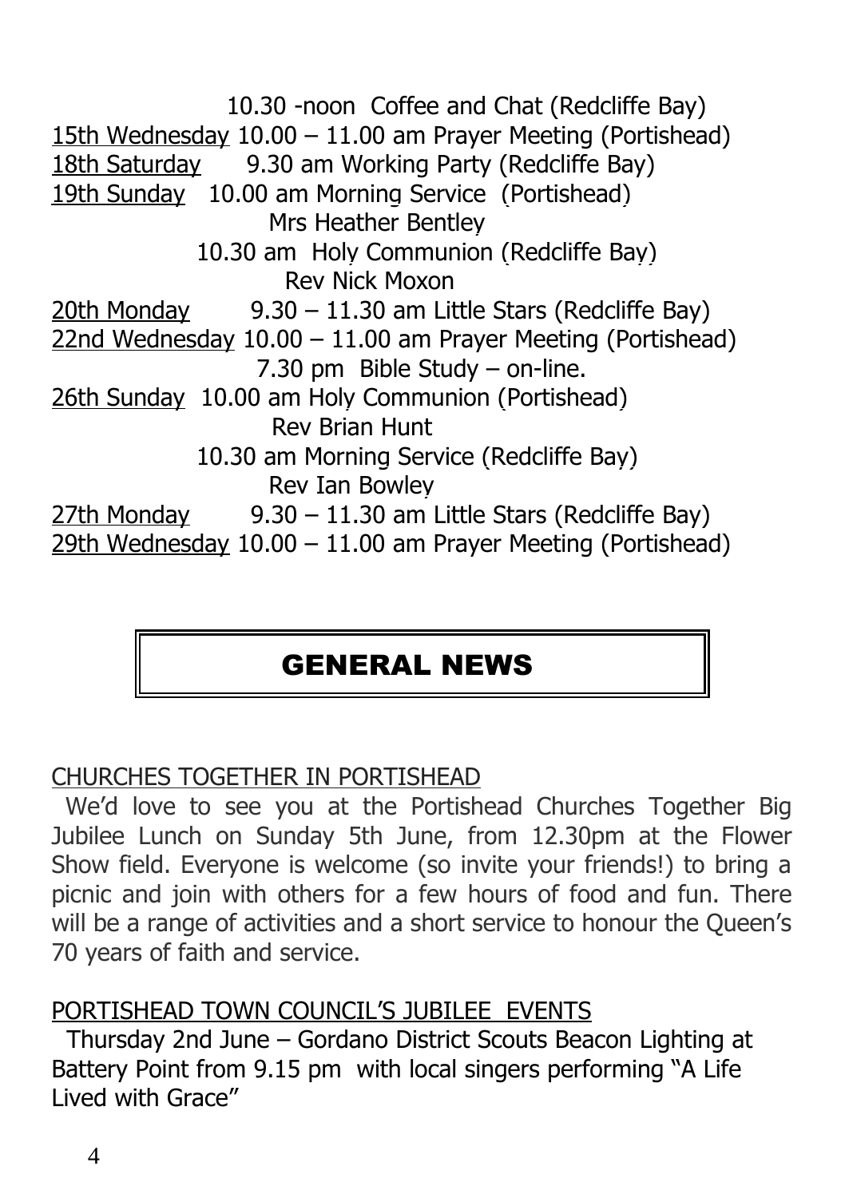10.30 -noon Coffee and Chat (Redcliffe Bay)

15th Wednesday 10.00 – 11.00 am Prayer Meeting (Portishead)

18th Saturday 9.30 am Working Party (Redcliffe Bay)

19th Sunday 10.00 am Morning Service (Portishead)
Mrs Heather Bentley
10.30 am Holy Communion (Redcliffe Bay)
Rev Nick Moxon

20th Monday 9.30 – 11.30 am Little Stars (Redcliffe Bay)

22nd Wednesday 10.00 – 11.00 am Prayer Meeting (Portishead)
7.30 pm Bible Study – on-line.

26th Sunday 10.00 am Holy Communion (Portishead)
Rev Brian Hunt
10.30 am Morning Service (Redcliffe Bay)
Rev Ian Bowley

27th Monday 9.30 – 11.30 am Little Stars (Redcliffe Bay)

29th Wednesday 10.00 – 11.00 am Prayer Meeting (Portishead)

# GENERAL NEWS

## CHURCHES TOGETHER IN PORTISHEAD

We'd love to see you at the Portishead Churches Together Big Jubilee Lunch on Sunday 5th June, from 12.30pm at the Flower Show field. Everyone is welcome (so invite your friends!) to bring a picnic and join with others for a few hours of food and fun. There will be a range of activities and a short service to honour the Queen's 70 years of faith and service.

## PORTISHEAD TOWN COUNCIL'S JUBILEE EVENTS

Thursday 2nd June – Gordano District Scouts Beacon Lighting at Battery Point from 9.15 pm with local singers performing "A Life Lived with Grace"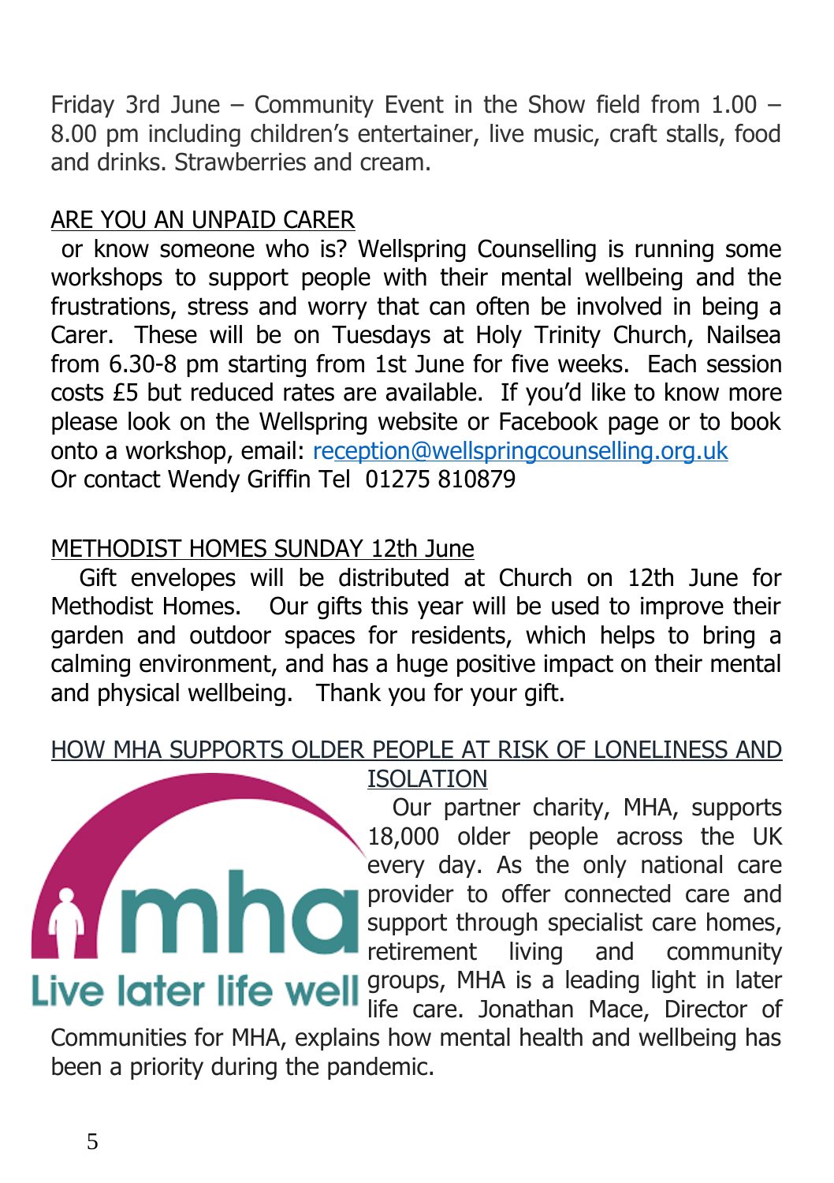Friday 3rd June – Community Event in the Show field from 1.00 – 8.00 pm including children's entertainer, live music, craft stalls, food and drinks. Strawberries and cream.

## ARE YOU AN UNPAID CARER

or know someone who is? Wellspring Counselling is running some workshops to support people with their mental wellbeing and the frustrations, stress and worry that can often be involved in being a Carer. These will be on Tuesdays at Holy Trinity Church, Nailsea from 6.30-8 pm starting from 1st June for five weeks. Each session costs £5 but reduced rates are available. If you'd like to know more please look on the Wellspring website or Facebook page or to book onto a workshop, email: reception@wellspringcounselling.org.uk
Or contact Wendy Griffin Tel 01275 810879

## METHODIST HOMES SUNDAY 12th June

Gift envelopes will be distributed at Church on 12th June for Methodist Homes. Our gifts this year will be used to improve their garden and outdoor spaces for residents, which helps to bring a calming environment, and has a huge positive impact on their mental and physical wellbeing. Thank you for your gift.

## HOW MHA SUPPORTS OLDER PEOPLE AT RISK OF LONELINESS AND ISOLATION

mha
Live later life well

Our partner charity, MHA, supports 18,000 older people across the UK every day. As the only national care provider to offer connected care and support through specialist care homes, retirement living and community groups, MHA is a leading light in later life care. Jonathan Mace, Director of Communities for MHA, explains how mental health and wellbeing has been a priority during the pandemic.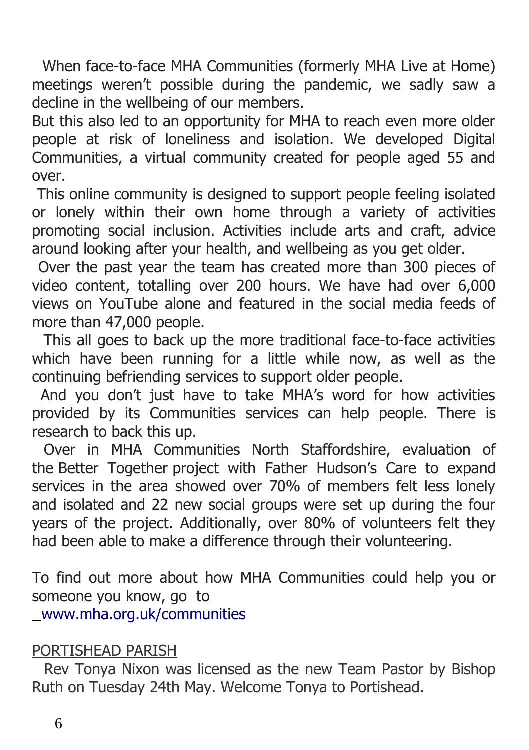When face-to-face MHA Communities (formerly MHA Live at Home) meetings weren't possible during the pandemic, we sadly saw a decline in the wellbeing of our members.

But this also led to an opportunity for MHA to reach even more older people at risk of loneliness and isolation. We developed Digital Communities, a virtual community created for people aged 55 and over.

This online community is designed to support people feeling isolated or lonely within their own home through a variety of activities promoting social inclusion. Activities include arts and craft, advice around looking after your health, and wellbeing as you get older.

Over the past year the team has created more than 300 pieces of video content, totalling over 200 hours. We have had over 6,000 views on YouTube alone and featured in the social media feeds of more than 47,000 people.

This all goes to back up the more traditional face-to-face activities which have been running for a little while now, as well as the continuing befriending services to support older people.

And you don't just have to take MHA's word for how activities provided by its Communities services can help people. There is research to back this up.

Over in MHA Communities North Staffordshire, evaluation of the Better Together project with Father Hudson's Care to expand services in the area showed over 70% of members felt less lonely and isolated and 22 new social groups were set up during the four years of the project. Additionally, over 80% of volunteers felt they had been able to make a difference through their volunteering.

To find out more about how MHA Communities could help you or someone you know, go to www.mha.org.uk/communities

PORTISHEAD PARISH

Rev Tonya Nixon was licensed as the new Team Pastor by Bishop Ruth on Tuesday 24th May. Welcome Tonya to Portishead.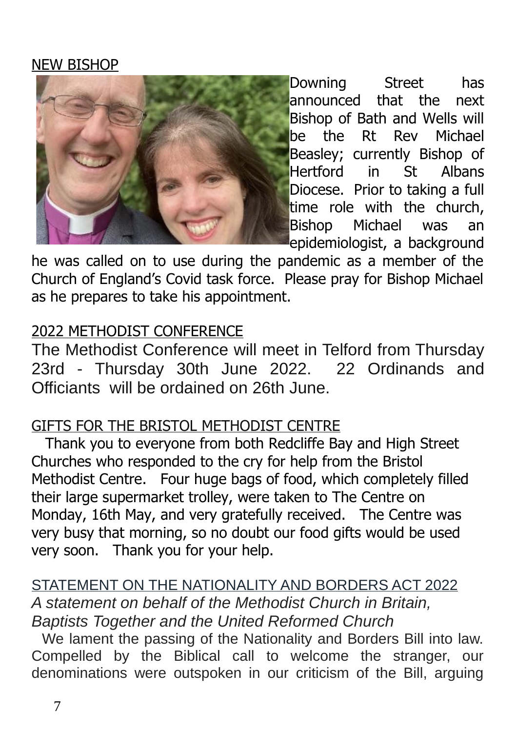## NEW BISHOP

Downing Street has announced that the next Bishop of Bath and Wells will be the Rt Rev Michael Beasley; currently Bishop of Hertford in St Albans Diocese. Prior to taking a full time role with the church, Bishop Michael was an epidemiologist, a background he was called on to use during the pandemic as a member of the Church of England's Covid task force. Please pray for Bishop Michael as he prepares to take his appointment.

## 2022 METHODIST CONFERENCE

The Methodist Conference will meet in Telford from Thursday 23rd - Thursday 30th June 2022. 22 Ordinands and Officiants will be ordained on 26th June.

## GIFTS FOR THE BRISTOL METHODIST CENTRE

Thank you to everyone from both Redcliffe Bay and High Street Churches who responded to the cry for help from the Bristol Methodist Centre. Four huge bags of food, which completely filled their large supermarket trolley, were taken to The Centre on Monday, 16th May, and very gratefully received. The Centre was very busy that morning, so no doubt our food gifts would be used very soon. Thank you for your help.

## STATEMENT ON THE NATIONALITY AND BORDERS ACT 2022

*A statement on behalf of the Methodist Church in Britain, Baptists Together and the United Reformed Church*

We lament the passing of the Nationality and Borders Bill into law. Compelled by the Biblical call to welcome the stranger, our denominations were outspoken in our criticism of the Bill, arguing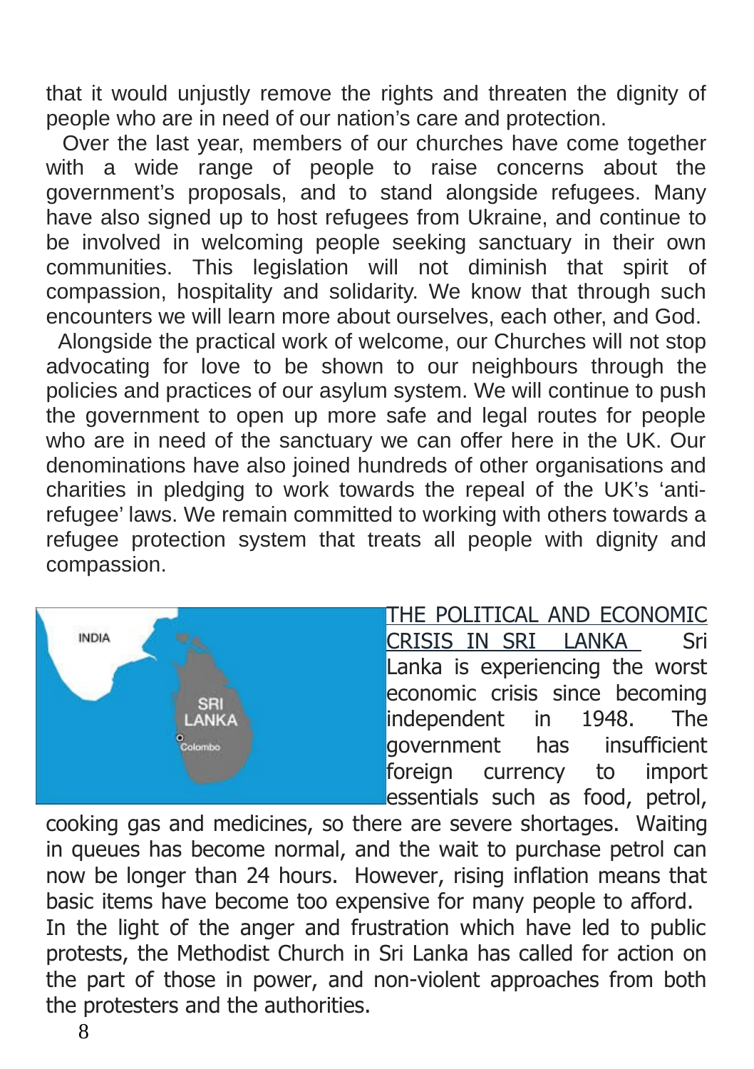that it would unjustly remove the rights and threaten the dignity of people who are in need of our nation's care and protection.

Over the last year, members of our churches have come together with a wide range of people to raise concerns about the government's proposals, and to stand alongside refugees. Many have also signed up to host refugees from Ukraine, and continue to be involved in welcoming people seeking sanctuary in their own communities. This legislation will not diminish that spirit of compassion, hospitality and solidarity. We know that through such encounters we will learn more about ourselves, each other, and God.

Alongside the practical work of welcome, our Churches will not stop advocating for love to be shown to our neighbours through the policies and practices of our asylum system. We will continue to push the government to open up more safe and legal routes for people who are in need of the sanctuary we can offer here in the UK. Our denominations have also joined hundreds of other organisations and charities in pledging to work towards the repeal of the UK's 'anti-refugee' laws. We remain committed to working with others towards a refugee protection system that treats all people with dignity and compassion.

INDIA

SRI LANKA

Colombo

THE POLITICAL AND ECONOMIC CRISIS IN SRI LANKA

Sri Lanka is experiencing the worst economic crisis since becoming independent in 1948. The government has insufficient foreign currency to import essentials such as food, petrol, cooking gas and medicines, so there are severe shortages. Waiting in queues has become normal, and the wait to purchase petrol can now be longer than 24 hours. However, rising inflation means that basic items have become too expensive for many people to afford.

In the light of the anger and frustration which have led to public protests, the Methodist Church in Sri Lanka has called for action on the part of those in power, and non-violent approaches from both the protesters and the authorities.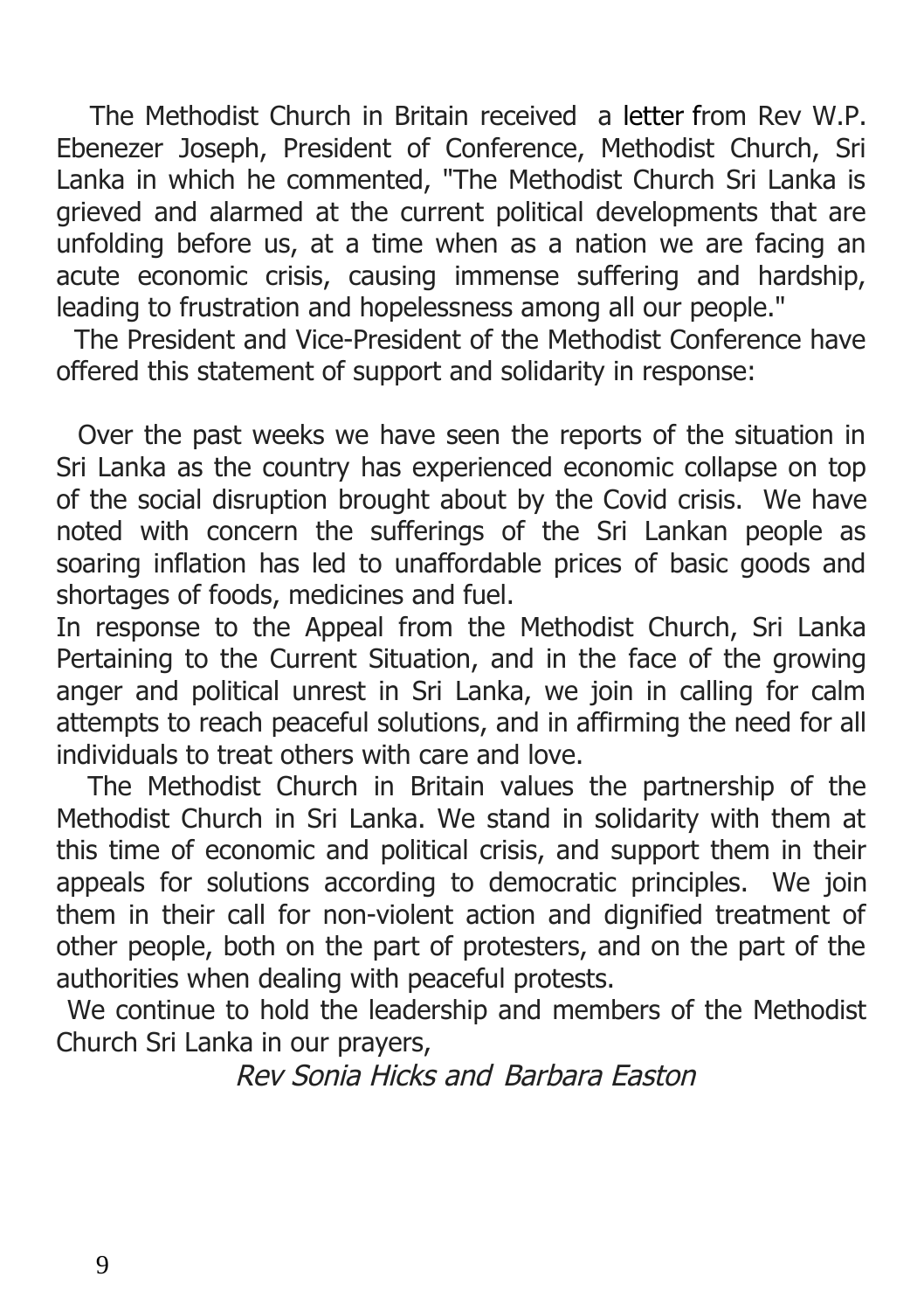The Methodist Church in Britain received a letter from Rev W.P. Ebenezer Joseph, President of Conference, Methodist Church, Sri Lanka in which he commented, "The Methodist Church Sri Lanka is grieved and alarmed at the current political developments that are unfolding before us, at a time when as a nation we are facing an acute economic crisis, causing immense suffering and hardship, leading to frustration and hopelessness among all our people."

The President and Vice-President of the Methodist Conference have offered this statement of support and solidarity in response:

Over the past weeks we have seen the reports of the situation in Sri Lanka as the country has experienced economic collapse on top of the social disruption brought about by the Covid crisis. We have noted with concern the sufferings of the Sri Lankan people as soaring inflation has led to unaffordable prices of basic goods and shortages of foods, medicines and fuel.

In response to the Appeal from the Methodist Church, Sri Lanka Pertaining to the Current Situation, and in the face of the growing anger and political unrest in Sri Lanka, we join in calling for calm attempts to reach peaceful solutions, and in affirming the need for all individuals to treat others with care and love.

The Methodist Church in Britain values the partnership of the Methodist Church in Sri Lanka. We stand in solidarity with them at this time of economic and political crisis, and support them in their appeals for solutions according to democratic principles. We join them in their call for non-violent action and dignified treatment of other people, both on the part of protesters, and on the part of the authorities when dealing with peaceful protests.

We continue to hold the leadership and members of the Methodist Church Sri Lanka in our prayers,

*Rev Sonia Hicks and Barbara Easton*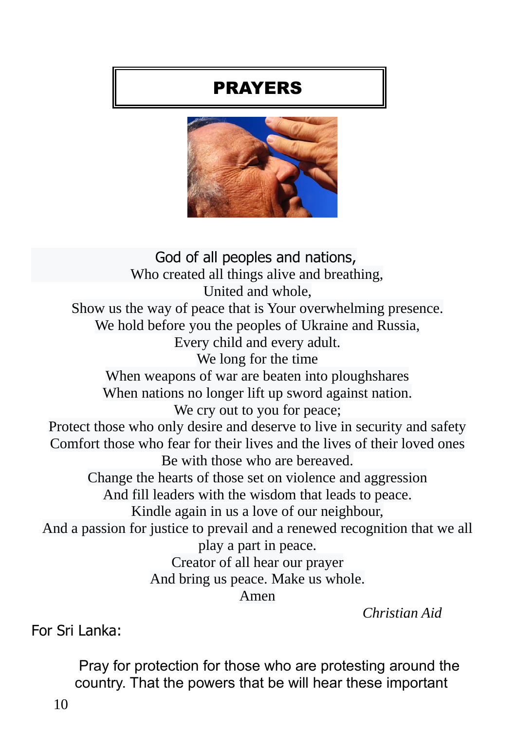# PRAYERS

God of all peoples and nations,
Who created all things alive and breathing,
United and whole,
Show us the way of peace that is Your overwhelming presence.
We hold before you the peoples of Ukraine and Russia,
Every child and every adult.
We long for the time
When weapons of war are beaten into ploughshares
When nations no longer lift up sword against nation.
We cry out to you for peace;
Protect those who only desire and deserve to live in security and safety
Comfort those who fear for their lives and the lives of their loved ones
Be with those who are bereaved.
Change the hearts of those set on violence and aggression
And fill leaders with the wisdom that leads to peace.
Kindle again in us a love of our neighbour,
And a passion for justice to prevail and a renewed recognition that we all play a part in peace.
Creator of all hear our prayer
And bring us peace. Make us whole.
Amen

*Christian Aid*

For Sri Lanka:

Pray for protection for those who are protesting around the country. That the powers that be will hear these important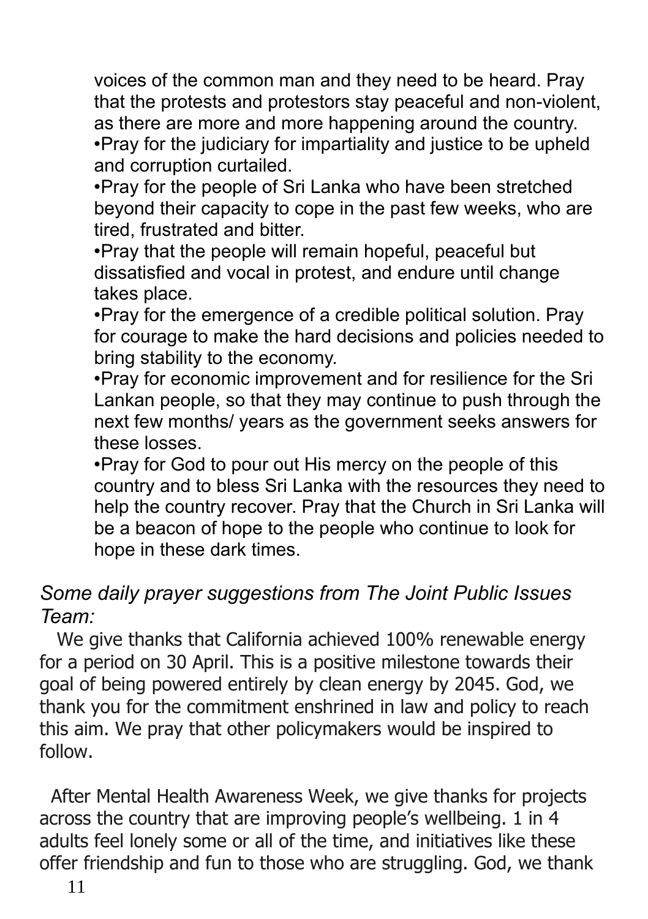voices of the common man and they need to be heard. Pray that the protests and protestors stay peaceful and non-violent, as there are more and more happening around the country.

- Pray for the judiciary for impartiality and justice to be upheld and corruption curtailed.
- Pray for the people of Sri Lanka who have been stretched beyond their capacity to cope in the past few weeks, who are tired, frustrated and bitter.
- Pray that the people will remain hopeful, peaceful but dissatisfied and vocal in protest, and endure until change takes place.
- Pray for the emergence of a credible political solution. Pray for courage to make the hard decisions and policies needed to bring stability to the economy.
- Pray for economic improvement and for resilience for the Sri Lankan people, so that they may continue to push through the next few months/ years as the government seeks answers for these losses.
- Pray for God to pour out His mercy on the people of this country and to bless Sri Lanka with the resources they need to help the country recover. Pray that the Church in Sri Lanka will be a beacon of hope to the people who continue to look for hope in these dark times.

*Some daily prayer suggestions from The Joint Public Issues Team:*

We give thanks that California achieved 100% renewable energy for a period on 30 April. This is a positive milestone towards their goal of being powered entirely by clean energy by 2045. God, we thank you for the commitment enshrined in law and policy to reach this aim. We pray that other policymakers would be inspired to follow.

After Mental Health Awareness Week, we give thanks for projects across the country that are improving people's wellbeing. 1 in 4 adults feel lonely some or all of the time, and initiatives like these offer friendship and fun to those who are struggling. God, we thank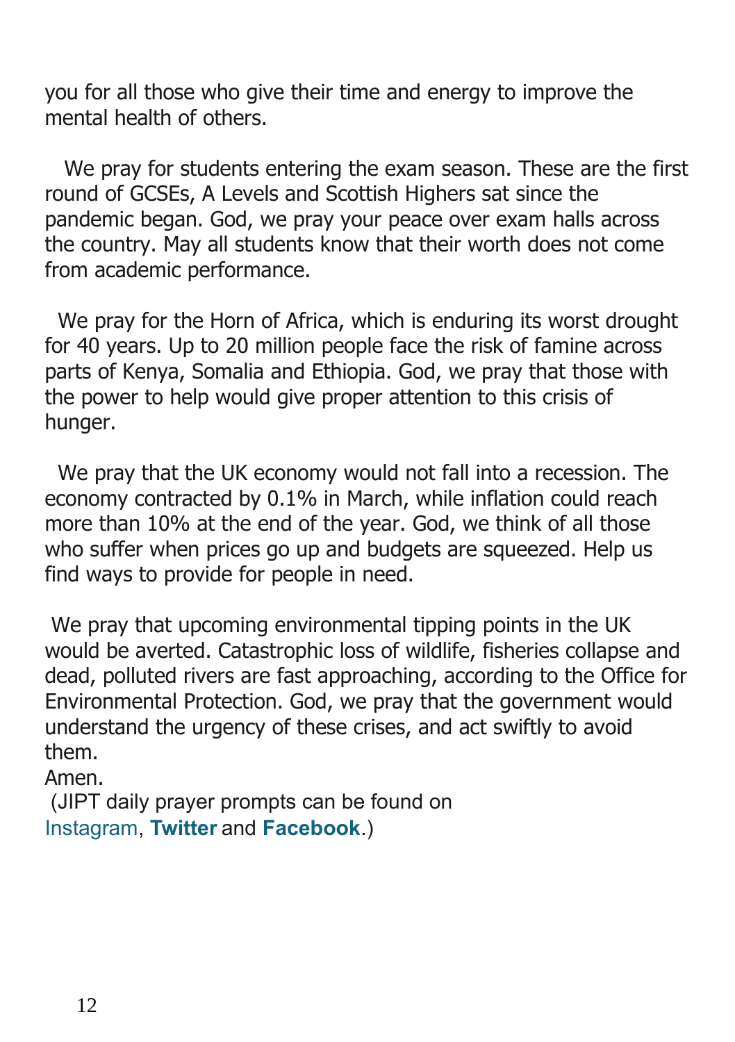you for all those who give their time and energy to improve the mental health of others.

We pray for students entering the exam season. These are the first round of GCSEs, A Levels and Scottish Highers sat since the pandemic began. God, we pray your peace over exam halls across the country. May all students know that their worth does not come from academic performance.

We pray for the Horn of Africa, which is enduring its worst drought for 40 years. Up to 20 million people face the risk of famine across parts of Kenya, Somalia and Ethiopia. God, we pray that those with the power to help would give proper attention to this crisis of hunger.

We pray that the UK economy would not fall into a recession. The economy contracted by 0.1% in March, while inflation could reach more than 10% at the end of the year. God, we think of all those who suffer when prices go up and budgets are squeezed. Help us find ways to provide for people in need.

We pray that upcoming environmental tipping points in the UK would be averted. Catastrophic loss of wildlife, fisheries collapse and dead, polluted rivers are fast approaching, according to the Office for Environmental Protection. God, we pray that the government would understand the urgency of these crises, and act swiftly to avoid them.

Amen.

(JIPT daily prayer prompts can be found on Instagram, **Twitter** and **Facebook**.)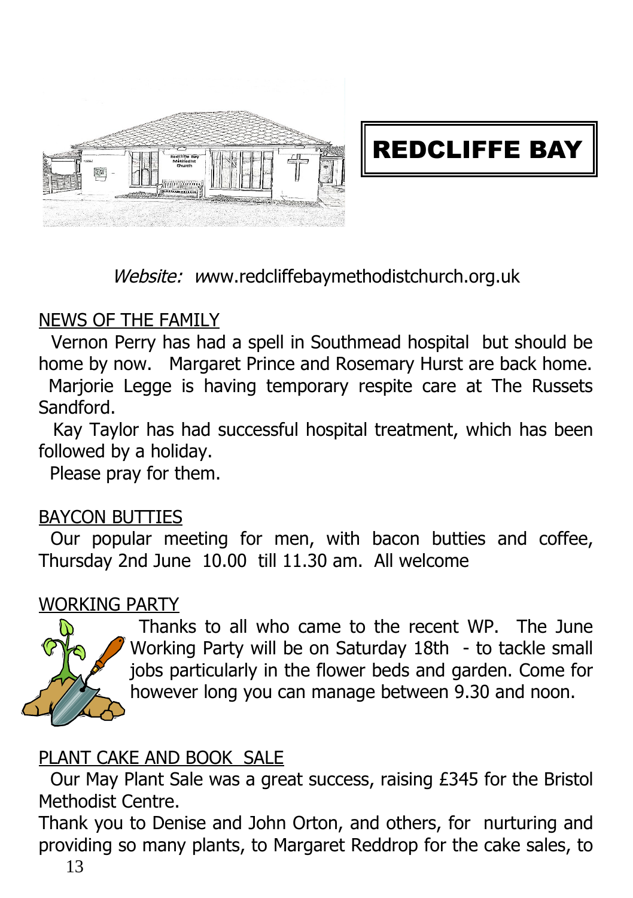# REDCLIFFE BAY

*Website:* www.redcliffebaymethodistchurch.org.uk

NEWS OF THE FAMILY

Vernon Perry has had a spell in Southmead hospital but should be home by now. Margaret Prince and Rosemary Hurst are back home.

Marjorie Legge is having temporary respite care at The Russets Sandford.

Kay Taylor has had successful hospital treatment, which has been followed by a holiday.

Please pray for them.

BAYCON BUTTIES

Our popular meeting for men, with bacon butties and coffee, Thursday 2nd June 10.00 till 11.30 am. All welcome

WORKING PARTY

Thanks to all who came to the recent WP. The June Working Party will be on Saturday 18th - to tackle small jobs particularly in the flower beds and garden. Come for however long you can manage between 9.30 and noon.

PLANT CAKE AND BOOK SALE

Our May Plant Sale was a great success, raising £345 for the Bristol Methodist Centre.

Thank you to Denise and John Orton, and others, for nurturing and providing so many plants, to Margaret Reddrop for the cake sales, to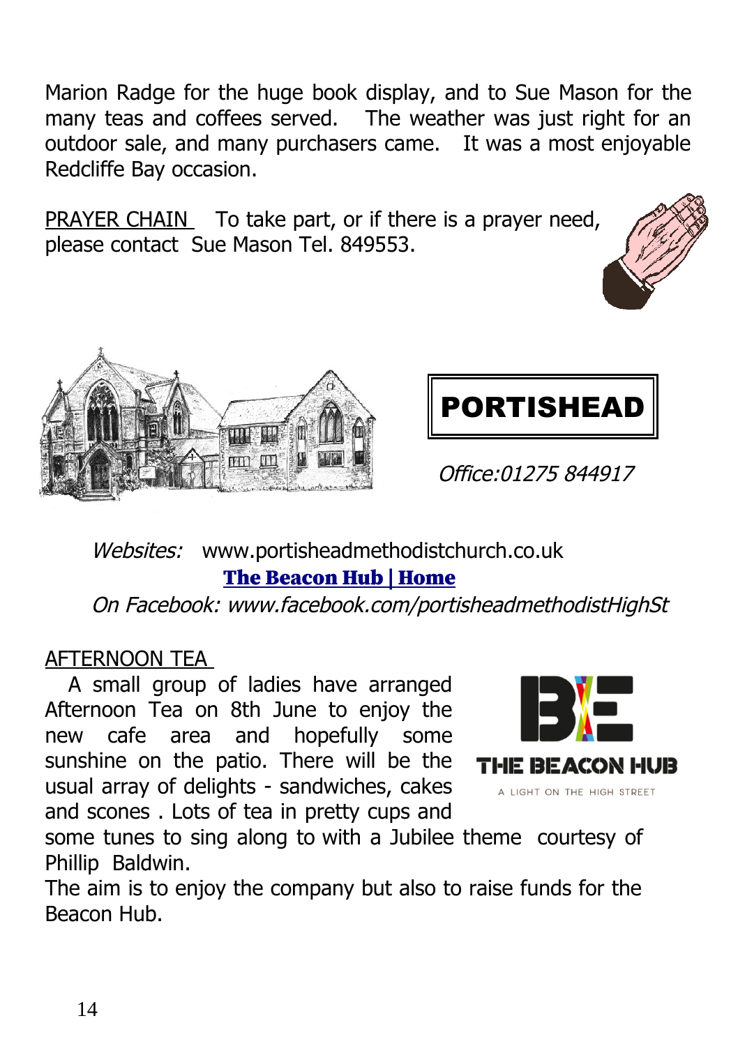Marion Radge for the huge book display, and to Sue Mason for the many teas and coffees served. The weather was just right for an outdoor sale, and many purchasers came. It was a most enjoyable Redcliffe Bay occasion.

PRAYER CHAIN To take part, or if there is a prayer need, please contact Sue Mason Tel. 849553.

## PORTISHEAD

*Office:01275 844917*

*Websites:* www.portisheadmethodistchurch.co.uk
**The Beacon Hub | Home**
*On Facebook: www.facebook.com/portisheadmethodistHighSt*

AFTERNOON TEA

A small group of ladies have arranged Afternoon Tea on 8th June to enjoy the new cafe area and hopefully some sunshine on the patio. There will be the usual array of delights - sandwiches, cakes and scones . Lots of tea in pretty cups and some tunes to sing along to with a Jubilee theme courtesy of Phillip Baldwin.
The aim is to enjoy the company but also to raise funds for the Beacon Hub.

THE BEACON HUB
A LIGHT ON THE HIGH STREET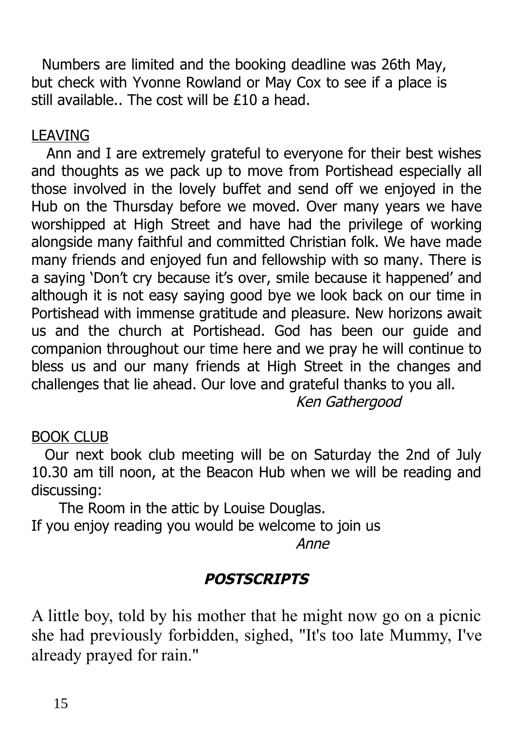Numbers are limited and the booking deadline was 26th May, but check with Yvonne Rowland or May Cox to see if a place is still available.. The cost will be £10 a head.

## LEAVING

Ann and I are extremely grateful to everyone for their best wishes and thoughts as we pack up to move from Portishead especially all those involved in the lovely buffet and send off we enjoyed in the Hub on the Thursday before we moved. Over many years we have worshipped at High Street and have had the privilege of working alongside many faithful and committed Christian folk. We have made many friends and enjoyed fun and fellowship with so many. There is a saying 'Don't cry because it's over, smile because it happened' and although it is not easy saying good bye we look back on our time in Portishead with immense gratitude and pleasure. New horizons await us and the church at Portishead. God has been our guide and companion throughout our time here and we pray he will continue to bless us and our many friends at High Street in the changes and challenges that lie ahead. Our love and grateful thanks to you all.

*Ken Gathergood*

## BOOK CLUB

Our next book club meeting will be on Saturday the 2nd of July 10.30 am till noon, at the Beacon Hub when we will be reading and discussing:

The Room in the attic by Louise Douglas.

If you enjoy reading you would be welcome to join us

*Anne*

## *POSTSCRIPTS*

A little boy, told by his mother that he might now go on a picnic she had previously forbidden, sighed, "It's too late Mummy, I've already prayed for rain."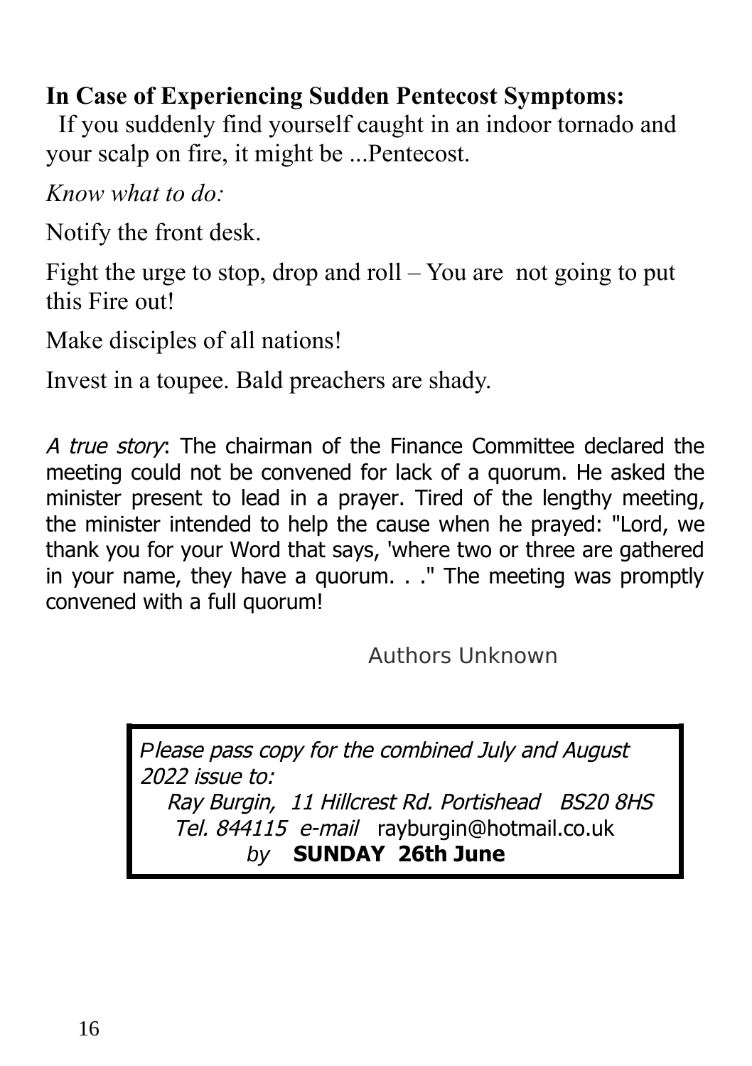**In Case of Experiencing Sudden Pentecost Symptoms:**

If you suddenly find yourself caught in an indoor tornado and your scalp on fire, it might be ...Pentecost.

*Know what to do:*

Notify the front desk.

Fight the urge to stop, drop and roll – You are not going to put this Fire out!

Make disciples of all nations!

Invest in a toupee. Bald preachers are shady.

*A true story*: The chairman of the Finance Committee declared the meeting could not be convened for lack of a quorum. He asked the minister present to lead in a prayer. Tired of the lengthy meeting, the minister intended to help the cause when he prayed: "Lord, we thank you for your Word that says, 'where two or three are gathered in your name, they have a quorum. . ." The meeting was promptly convened with a full quorum!

Authors Unknown

> *Please pass copy for the combined July and August 2022 issue to:*
> *Ray Burgin, 11 Hillcrest Rd. Portishead BS20 8HS*
> *Tel. 844115 e-mail* rayburgin@hotmail.co.uk
> *by* **SUNDAY 26th June**